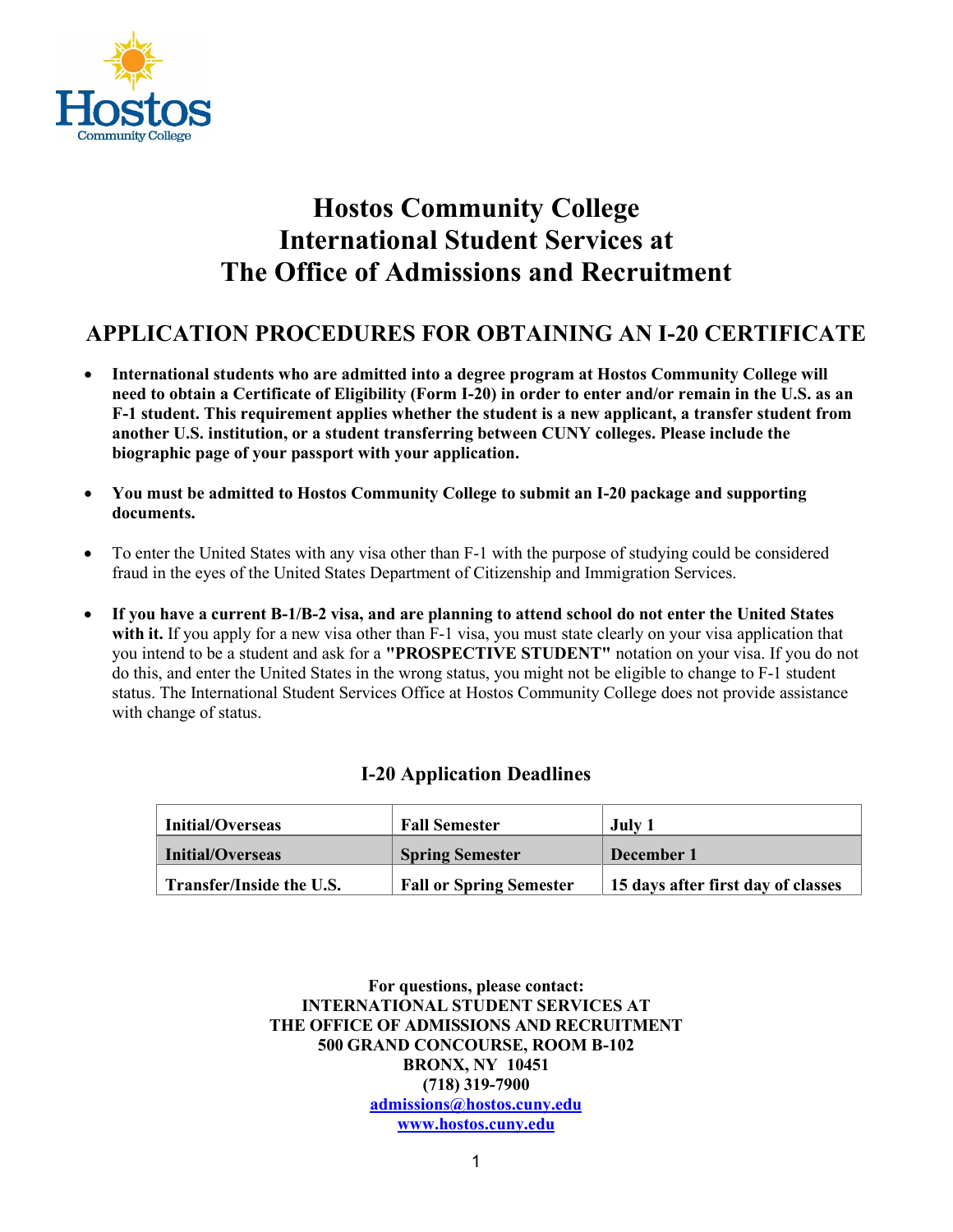# Hostos Community College
# International Student Services at
# The Office of Admissions and Recruitment

## APPLICATION PROCEDURES FOR OBTAINING AN I-20 CERTIFICATE

- **International students who are admitted into a degree program at Hostos Community College will need to obtain a Certificate of Eligibility (Form I-20) in order to enter and/or remain in the U.S. as an F-1 student. This requirement applies whether the student is a new applicant, a transfer student from another U.S. institution, or a student transferring between CUNY colleges. Please include the biographic page of your passport with your application.**

- **You must be admitted to Hostos Community College to submit an I-20 package and supporting documents.**

- To enter the United States with any visa other than F-1 with the purpose of studying could be considered fraud in the eyes of the United States Department of Citizenship and Immigration Services.

- **If you have a current B-1/B-2 visa, and are planning to attend school do not enter the United States with it.** If you apply for a new visa other than F-1 visa, you must state clearly on your visa application that you intend to be a student and ask for a **"PROSPECTIVE STUDENT"** notation on your visa. If you do not do this, and enter the United States in the wrong status, you might not be eligible to change to F-1 student status. The International Student Services Office at Hostos Community College does not provide assistance with change of status.

### I-20 Application Deadlines

| Initial/Overseas | Fall Semester | July 1 |
|---|---|---|
| **Initial/Overseas** | **Spring Semester** | **December 1** |
| **Transfer/Inside the U.S.** | **Fall or Spring Semester** | **15 days after first day of classes** |

**For questions, please contact:**
**INTERNATIONAL STUDENT SERVICES AT**
**THE OFFICE OF ADMISSIONS AND RECRUITMENT**
**500 GRAND CONCOURSE, ROOM B-102**
**BRONX, NY 10451**
**(718) 319-7900**
**admissions@hostos.cuny.edu**
**www.hostos.cuny.edu**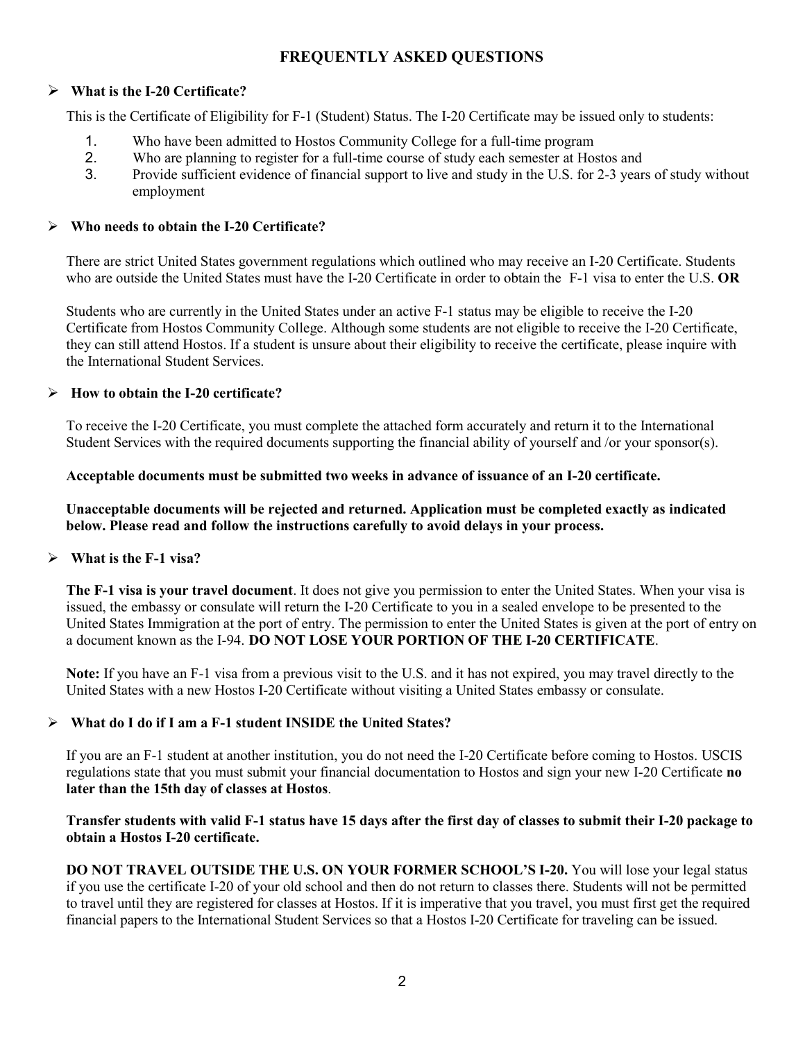# FREQUENTLY ASKED QUESTIONS

## What is the I-20 Certificate?

This is the Certificate of Eligibility for F-1 (Student) Status. The I-20 Certificate may be issued only to students:

1. Who have been admitted to Hostos Community College for a full-time program
2. Who are planning to register for a full-time course of study each semester at Hostos and
3. Provide sufficient evidence of financial support to live and study in the U.S. for 2-3 years of study without employment

## Who needs to obtain the I-20 Certificate?

There are strict United States government regulations which outlined who may receive an I-20 Certificate. Students who are outside the United States must have the I-20 Certificate in order to obtain the F-1 visa to enter the U.S. **OR**

Students who are currently in the United States under an active F-1 status may be eligible to receive the I-20 Certificate from Hostos Community College. Although some students are not eligible to receive the I-20 Certificate, they can still attend Hostos. If a student is unsure about their eligibility to receive the certificate, please inquire with the International Student Services.

## How to obtain the I-20 certificate?

To receive the I-20 Certificate, you must complete the attached form accurately and return it to the International Student Services with the required documents supporting the financial ability of yourself and /or your sponsor(s).

**Acceptable documents must be submitted two weeks in advance of issuance of an I-20 certificate.**

**Unacceptable documents will be rejected and returned. Application must be completed exactly as indicated below. Please read and follow the instructions carefully to avoid delays in your process.**

## What is the F-1 visa?

**The F-1 visa is your travel document**. It does not give you permission to enter the United States. When your visa is issued, the embassy or consulate will return the I-20 Certificate to you in a sealed envelope to be presented to the United States Immigration at the port of entry. The permission to enter the United States is given at the port of entry on a document known as the I-94. **DO NOT LOSE YOUR PORTION OF THE I-20 CERTIFICATE**.

**Note:** If you have an F-1 visa from a previous visit to the U.S. and it has not expired, you may travel directly to the United States with a new Hostos I-20 Certificate without visiting a United States embassy or consulate.

## What do I do if I am a F-1 student INSIDE the United States?

If you are an F-1 student at another institution, you do not need the I-20 Certificate before coming to Hostos. USCIS regulations state that you must submit your financial documentation to Hostos and sign your new I-20 Certificate **no later than the 15th day of classes at Hostos**.

**Transfer students with valid F-1 status have 15 days after the first day of classes to submit their I-20 package to obtain a Hostos I-20 certificate.**

**DO NOT TRAVEL OUTSIDE THE U.S. ON YOUR FORMER SCHOOL'S I-20.** You will lose your legal status if you use the certificate I-20 of your old school and then do not return to classes there. Students will not be permitted to travel until they are registered for classes at Hostos. If it is imperative that you travel, you must first get the required financial papers to the International Student Services so that a Hostos I-20 Certificate for traveling can be issued.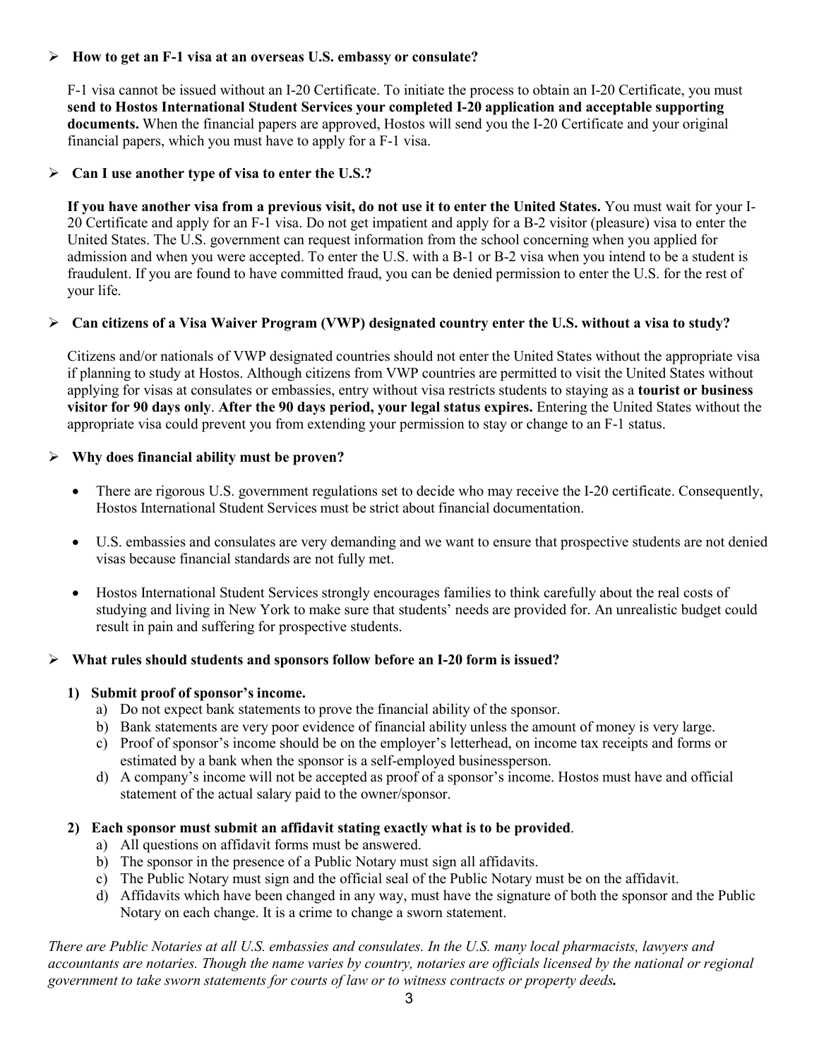## ➢ How to get an F-1 visa at an overseas U.S. embassy or consulate?

F-1 visa cannot be issued without an I-20 Certificate. To initiate the process to obtain an I-20 Certificate, you must **send to Hostos International Student Services your completed I-20 application and acceptable supporting documents.** When the financial papers are approved, Hostos will send you the I-20 Certificate and your original financial papers, which you must have to apply for a F-1 visa.

## ➢ Can I use another type of visa to enter the U.S.?

**If you have another visa from a previous visit, do not use it to enter the United States.** You must wait for your I-20 Certificate and apply for an F-1 visa. Do not get impatient and apply for a B-2 visitor (pleasure) visa to enter the United States. The U.S. government can request information from the school concerning when you applied for admission and when you were accepted. To enter the U.S. with a B-1 or B-2 visa when you intend to be a student is fraudulent. If you are found to have committed fraud, you can be denied permission to enter the U.S. for the rest of your life.

## ➢ Can citizens of a Visa Waiver Program (VWP) designated country enter the U.S. without a visa to study?

Citizens and/or nationals of VWP designated countries should not enter the United States without the appropriate visa if planning to study at Hostos. Although citizens from VWP countries are permitted to visit the United States without applying for visas at consulates or embassies, entry without visa restricts students to staying as a **tourist or business visitor for 90 days only**. **After the 90 days period, your legal status expires.** Entering the United States without the appropriate visa could prevent you from extending your permission to stay or change to an F-1 status.

## ➢ Why does financial ability must be proven?

- There are rigorous U.S. government regulations set to decide who may receive the I-20 certificate. Consequently, Hostos International Student Services must be strict about financial documentation.
- U.S. embassies and consulates are very demanding and we want to ensure that prospective students are not denied visas because financial standards are not fully met.
- Hostos International Student Services strongly encourages families to think carefully about the real costs of studying and living in New York to make sure that students' needs are provided for. An unrealistic budget could result in pain and suffering for prospective students.

## ➢ What rules should students and sponsors follow before an I-20 form is issued?

**1) Submit proof of sponsor's income.**

a) Do not expect bank statements to prove the financial ability of the sponsor.
b) Bank statements are very poor evidence of financial ability unless the amount of money is very large.
c) Proof of sponsor's income should be on the employer's letterhead, on income tax receipts and forms or estimated by a bank when the sponsor is a self-employed businessperson.
d) A company's income will not be accepted as proof of a sponsor's income. Hostos must have and official statement of the actual salary paid to the owner/sponsor.

**2) Each sponsor must submit an affidavit stating exactly what is to be provided**.

a) All questions on affidavit forms must be answered.
b) The sponsor in the presence of a Public Notary must sign all affidavits.
c) The Public Notary must sign and the official seal of the Public Notary must be on the affidavit.
d) Affidavits which have been changed in any way, must have the signature of both the sponsor and the Public Notary on each change. It is a crime to change a sworn statement.

*There are Public Notaries at all U.S. embassies and consulates. In the U.S. many local pharmacists, lawyers and accountants are notaries. Though the name varies by country, notaries are officials licensed by the national or regional government to take sworn statements for courts of law or to witness contracts or property deeds.*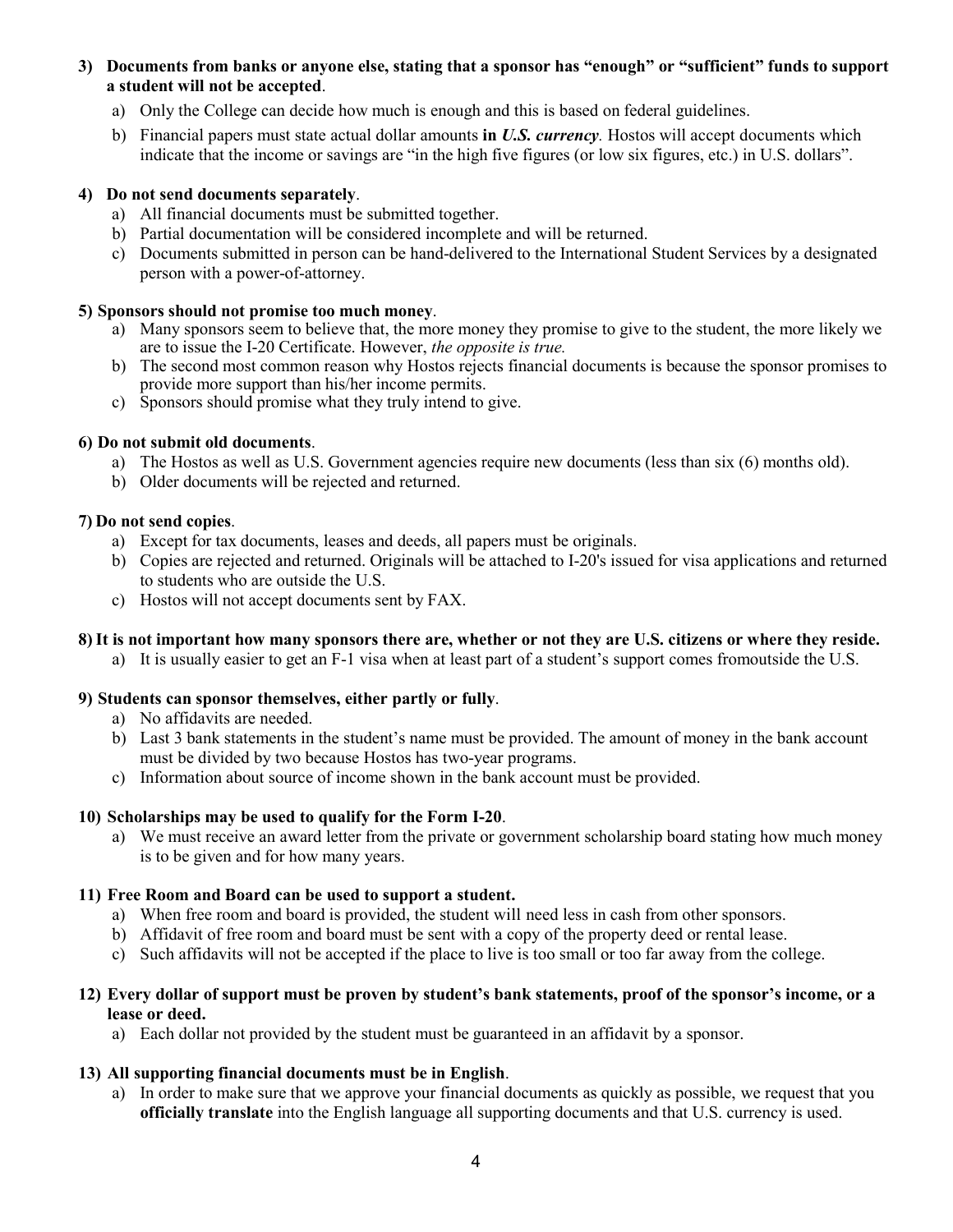3) **Documents from banks or anyone else, stating that a sponsor has "enough" or "sufficient" funds to support a student will not be accepted**.
   a) Only the College can decide how much is enough and this is based on federal guidelines.
   b) Financial papers must state actual dollar amounts **in *U.S. currency*.** Hostos will accept documents which indicate that the income or savings are "in the high five figures (or low six figures, etc.) in U.S. dollars".

4) **Do not send documents separately**.
   a) All financial documents must be submitted together.
   b) Partial documentation will be considered incomplete and will be returned.
   c) Documents submitted in person can be hand-delivered to the International Student Services by a designated person with a power-of-attorney.

5) **Sponsors should not promise too much money**.
   a) Many sponsors seem to believe that, the more money they promise to give to the student, the more likely we are to issue the I-20 Certificate. However, *the opposite is true.*
   b) The second most common reason why Hostos rejects financial documents is because the sponsor promises to provide more support than his/her income permits.
   c) Sponsors should promise what they truly intend to give.

6) **Do not submit old documents**.
   a) The Hostos as well as U.S. Government agencies require new documents (less than six (6) months old).
   b) Older documents will be rejected and returned.

7) **Do not send copies**.
   a) Except for tax documents, leases and deeds, all papers must be originals.
   b) Copies are rejected and returned. Originals will be attached to I-20's issued for visa applications and returned to students who are outside the U.S.
   c) Hostos will not accept documents sent by FAX.

8) **It is not important how many sponsors there are, whether or not they are U.S. citizens or where they reside.**
   a) It is usually easier to get an F-1 visa when at least part of a student's support comes fromoutside the U.S.

9) **Students can sponsor themselves, either partly or fully**.
   a) No affidavits are needed.
   b) Last 3 bank statements in the student's name must be provided. The amount of money in the bank account must be divided by two because Hostos has two-year programs.
   c) Information about source of income shown in the bank account must be provided.

10) **Scholarships may be used to qualify for the Form I-20**.
    a) We must receive an award letter from the private or government scholarship board stating how much money is to be given and for how many years.

11) **Free Room and Board can be used to support a student.**
    a) When free room and board is provided, the student will need less in cash from other sponsors.
    b) Affidavit of free room and board must be sent with a copy of the property deed or rental lease.
    c) Such affidavits will not be accepted if the place to live is too small or too far away from the college.

12) **Every dollar of support must be proven by student's bank statements, proof of the sponsor's income, or a lease or deed.**
    a) Each dollar not provided by the student must be guaranteed in an affidavit by a sponsor.

13) **All supporting financial documents must be in English**.
    a) In order to make sure that we approve your financial documents as quickly as possible, we request that you **officially translate** into the English language all supporting documents and that U.S. currency is used.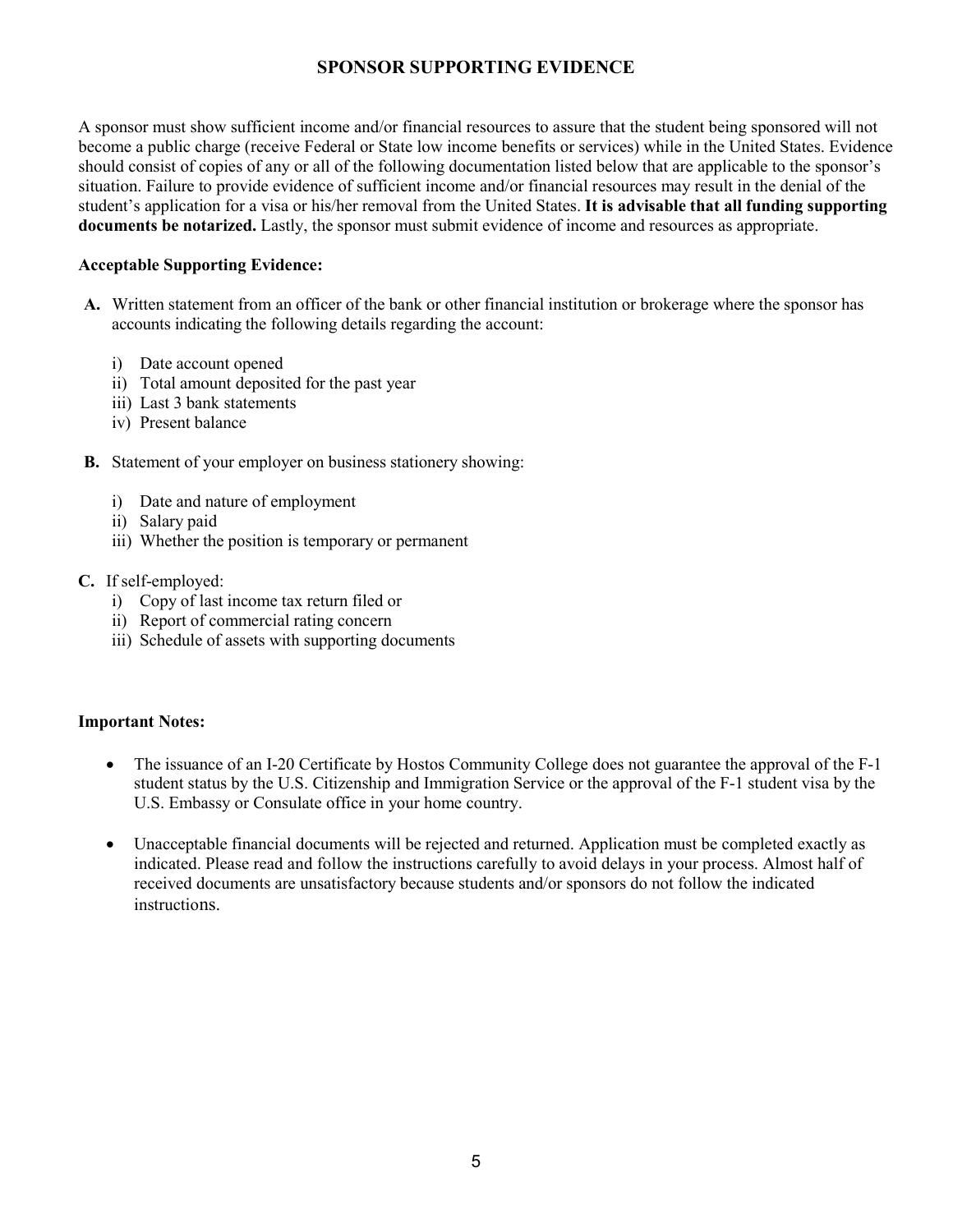## SPONSOR SUPPORTING EVIDENCE

A sponsor must show sufficient income and/or financial resources to assure that the student being sponsored will not become a public charge (receive Federal or State low income benefits or services) while in the United States. Evidence should consist of copies of any or all of the following documentation listed below that are applicable to the sponsor's situation. Failure to provide evidence of sufficient income and/or financial resources may result in the denial of the student's application for a visa or his/her removal from the United States. **It is advisable that all funding supporting documents be notarized.** Lastly, the sponsor must submit evidence of income and resources as appropriate.

**Acceptable Supporting Evidence:**

**A.** Written statement from an officer of the bank or other financial institution or brokerage where the sponsor has accounts indicating the following details regarding the account:

i) Date account opened
ii) Total amount deposited for the past year
iii) Last 3 bank statements
iv) Present balance

**B.** Statement of your employer on business stationery showing:

i) Date and nature of employment
ii) Salary paid
iii) Whether the position is temporary or permanent

**C.** If self-employed:

i) Copy of last income tax return filed or
ii) Report of commercial rating concern
iii) Schedule of assets with supporting documents

**Important Notes:**

- The issuance of an I-20 Certificate by Hostos Community College does not guarantee the approval of the F-1 student status by the U.S. Citizenship and Immigration Service or the approval of the F-1 student visa by the U.S. Embassy or Consulate office in your home country.
- Unacceptable financial documents will be rejected and returned. Application must be completed exactly as indicated. Please read and follow the instructions carefully to avoid delays in your process. Almost half of received documents are unsatisfactory because students and/or sponsors do not follow the indicated instructions.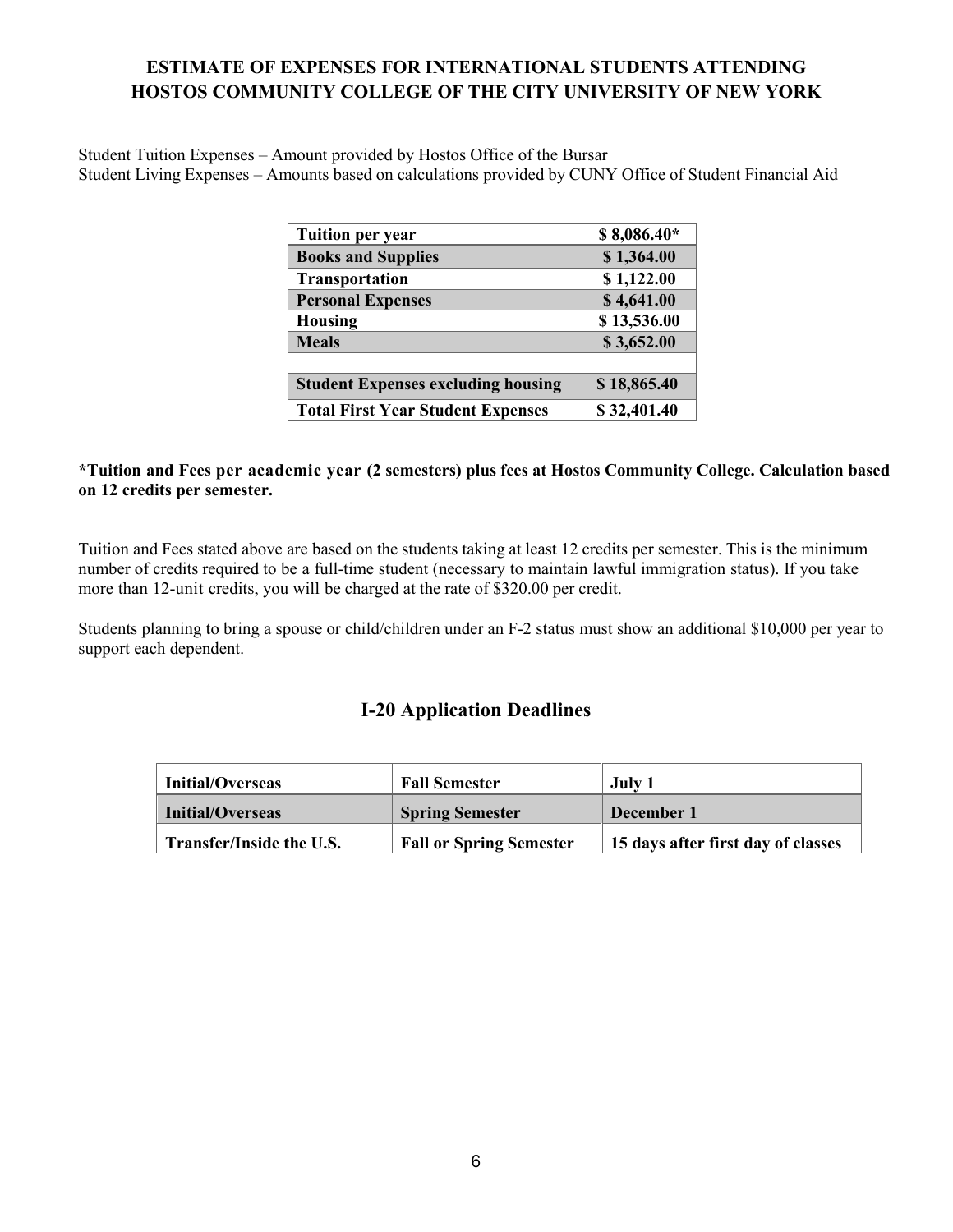# ESTIMATE OF EXPENSES FOR INTERNATIONAL STUDENTS ATTENDING HOSTOS COMMUNITY COLLEGE OF THE CITY UNIVERSITY OF NEW YORK

Student Tuition Expenses – Amount provided by Hostos Office of the Bursar
Student Living Expenses – Amounts based on calculations provided by CUNY Office of Student Financial Aid

| **Tuition per year** | **$ 8,086.40*** |
|---|---|
| **Books and Supplies** | **$ 1,364.00** |
| **Transportation** | **$ 1,122.00** |
| **Personal Expenses** | **$ 4,641.00** |
| **Housing** | **$ 13,536.00** |
| **Meals** | **$ 3,652.00** |
| | |
| **Student Expenses excluding housing** | **$ 18,865.40** |
| **Total First Year Student Expenses** | **$ 32,401.40** |

**\*Tuition and Fees per academic year (2 semesters) plus fees at Hostos Community College. Calculation based on 12 credits per semester.**

Tuition and Fees stated above are based on the students taking at least 12 credits per semester. This is the minimum number of credits required to be a full-time student (necessary to maintain lawful immigration status). If you take more than 12-unit credits, you will be charged at the rate of $320.00 per credit.

Students planning to bring a spouse or child/children under an F-2 status must show an additional $10,000 per year to support each dependent.

## I-20 Application Deadlines

| **Initial/Overseas** | **Fall Semester** | **July 1** |
|---|---|---|
| **Initial/Overseas** | **Spring Semester** | **December 1** |
| **Transfer/Inside the U.S.** | **Fall or Spring Semester** | **15 days after first day of classes** |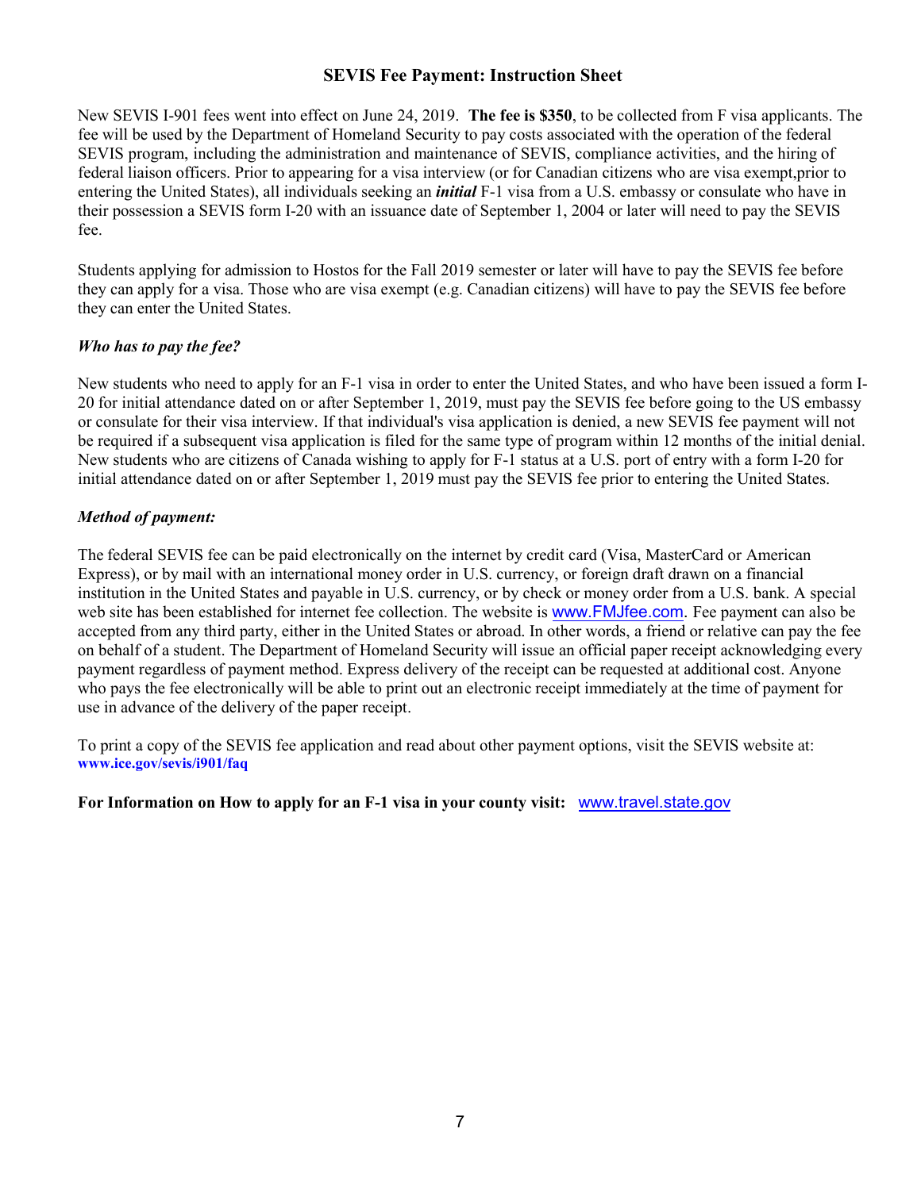## SEVIS Fee Payment: Instruction Sheet

New SEVIS I-901 fees went into effect on June 24, 2019. **The fee is $350**, to be collected from F visa applicants. The fee will be used by the Department of Homeland Security to pay costs associated with the operation of the federal SEVIS program, including the administration and maintenance of SEVIS, compliance activities, and the hiring of federal liaison officers. Prior to appearing for a visa interview (or for Canadian citizens who are visa exempt,prior to entering the United States), all individuals seeking an ***initial*** F-1 visa from a U.S. embassy or consulate who have in their possession a SEVIS form I-20 with an issuance date of September 1, 2004 or later will need to pay the SEVIS fee.

Students applying for admission to Hostos for the Fall 2019 semester or later will have to pay the SEVIS fee before they can apply for a visa. Those who are visa exempt (e.g. Canadian citizens) will have to pay the SEVIS fee before they can enter the United States.

### *Who has to pay the fee?*

New students who need to apply for an F-1 visa in order to enter the United States, and who have been issued a form I-20 for initial attendance dated on or after September 1, 2019, must pay the SEVIS fee before going to the US embassy or consulate for their visa interview. If that individual's visa application is denied, a new SEVIS fee payment will not be required if a subsequent visa application is filed for the same type of program within 12 months of the initial denial. New students who are citizens of Canada wishing to apply for F-1 status at a U.S. port of entry with a form I-20 for initial attendance dated on or after September 1, 2019 must pay the SEVIS fee prior to entering the United States.

### *Method of payment:*

The federal SEVIS fee can be paid electronically on the internet by credit card (Visa, MasterCard or American Express), or by mail with an international money order in U.S. currency, or foreign draft drawn on a financial institution in the United States and payable in U.S. currency, or by check or money order from a U.S. bank. A special web site has been established for internet fee collection. The website is www.FMJfee.com. Fee payment can also be accepted from any third party, either in the United States or abroad. In other words, a friend or relative can pay the fee on behalf of a student. The Department of Homeland Security will issue an official paper receipt acknowledging every payment regardless of payment method. Express delivery of the receipt can be requested at additional cost. Anyone who pays the fee electronically will be able to print out an electronic receipt immediately at the time of payment for use in advance of the delivery of the paper receipt.

To print a copy of the SEVIS fee application and read about other payment options, visit the SEVIS website at: **www.ice.gov/sevis/i901/faq**

**For Information on How to apply for an F-1 visa in your county visit:** www.travel.state.gov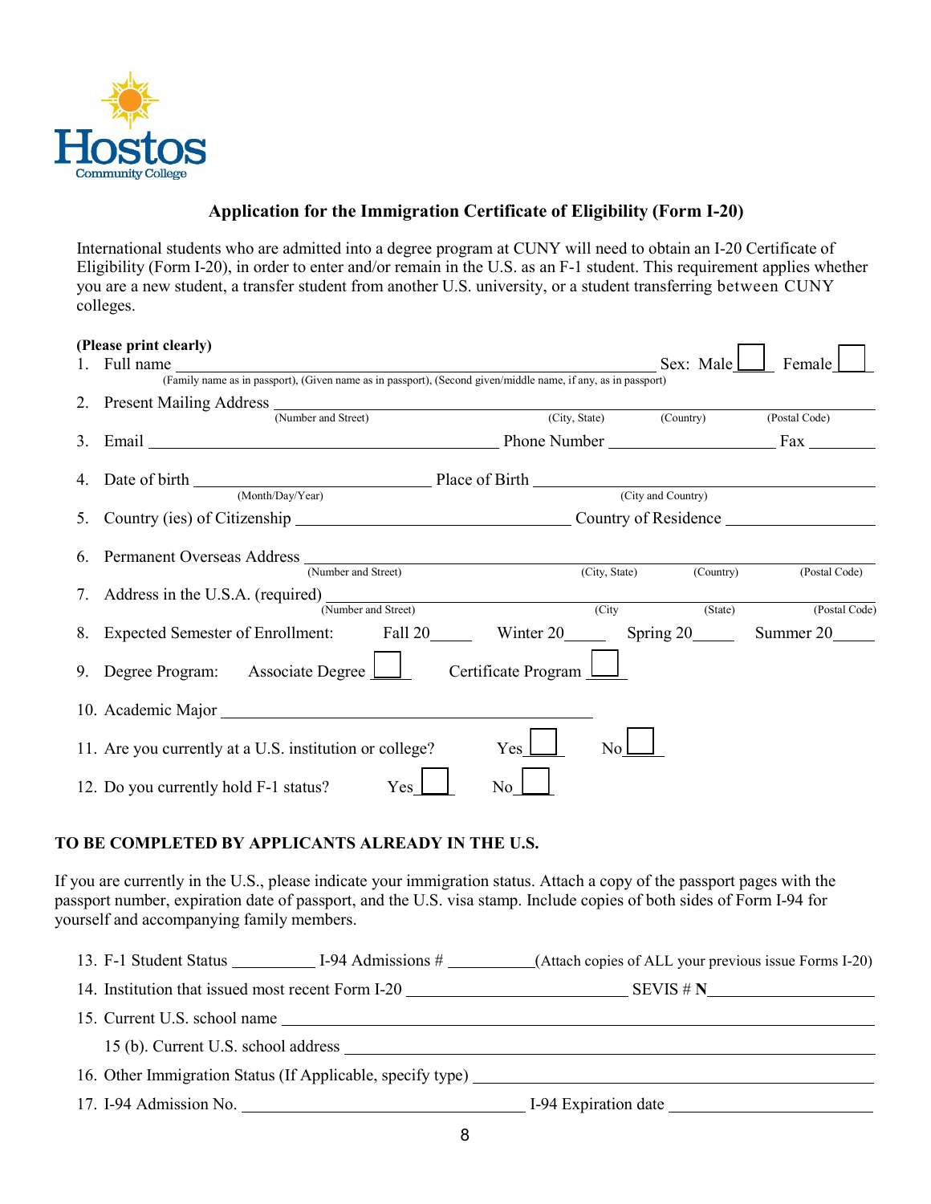Hostos Community College

## Application for the Immigration Certificate of Eligibility (Form I-20)

International students who are admitted into a degree program at CUNY will need to obtain an I-20 Certificate of Eligibility (Form I-20), in order to enter and/or remain in the U.S. as an F-1 student. This requirement applies whether you are a new student, a transfer student from another U.S. university, or a student transferring between CUNY colleges.

**(Please print clearly)**

1. Full name ______________________________________________ Sex: Male ☐ Female ☐
   (Family name as in passport), (Given name as in passport), (Second given/middle name, if any, as in passport)
2. Present Mailing Address ______________________________________________
   (Number and Street) (City, State) (Country) (Postal Code)
3. Email ______________________ Phone Number ______________ Fax ________
4. Date of birth ______________________ Place of Birth ______________________
   (Month/Day/Year) (City and Country)
5. Country (ies) of Citizenship ______________________ Country of Residence ______________
6. Permanent Overseas Address ______________________________________________
   (Number and Street) (City, State) (Country) (Postal Code)
7. Address in the U.S.A. (required) ______________________________________________
   (Number and Street) (City (State) (Postal Code)
8. Expected Semester of Enrollment: Fall 20____ Winter 20____ Spring 20____ Summer 20____
9. Degree Program: Associate Degree ☐ Certificate Program ☐
10. Academic Major ______________________________
11. Are you currently at a U.S. institution or college? Yes ☐ No ☐
12. Do you currently hold F-1 status? Yes ☐ No ☐

**TO BE COMPLETED BY APPLICANTS ALREADY IN THE U.S.**

If you are currently in the U.S., please indicate your immigration status. Attach a copy of the passport pages with the passport number, expiration date of passport, and the U.S. visa stamp. Include copies of both sides of Form I-94 for yourself and accompanying family members.

13. F-1 Student Status __________ I-94 Admissions # __________ (Attach copies of ALL your previous issue Forms I-20)
14. Institution that issued most recent Form I-20 ______________________ SEVIS # **N**______________
15. Current U.S. school name ______________________________________________

    15 (b). Current U.S. school address ______________________________________________
16. Other Immigration Status (If Applicable, specify type) ______________________________
17. I-94 Admission No. ______________________ I-94 Expiration date ______________________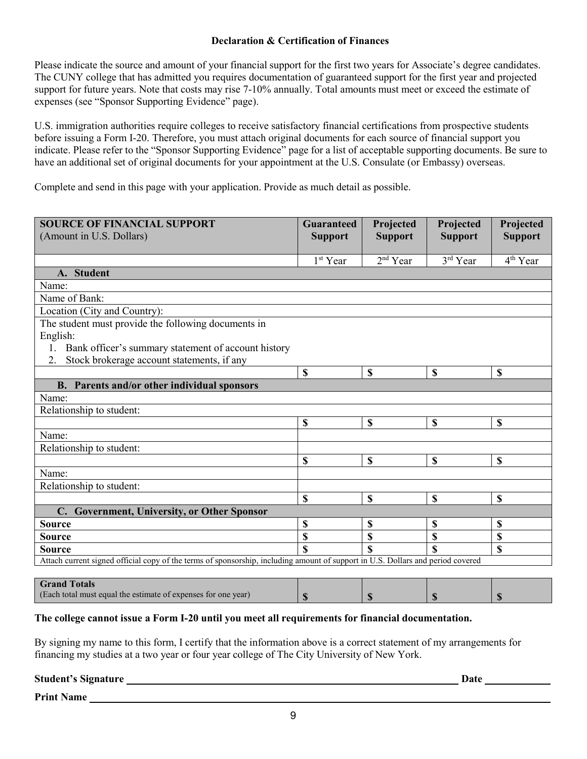### Declaration & Certification of Finances

Please indicate the source and amount of your financial support for the first two years for Associate's degree candidates. The CUNY college that has admitted you requires documentation of guaranteed support for the first year and projected support for future years. Note that costs may rise 7-10% annually. Total amounts must meet or exceed the estimate of expenses (see "Sponsor Supporting Evidence" page).

U.S. immigration authorities require colleges to receive satisfactory financial certifications from prospective students before issuing a Form I-20. Therefore, you must attach original documents for each source of financial support you indicate. Please refer to the "Sponsor Supporting Evidence" page for a list of acceptable supporting documents. Be sure to have an additional set of original documents for your appointment at the U.S. Consulate (or Embassy) overseas.

Complete and send in this page with your application. Provide as much detail as possible.

| **SOURCE OF FINANCIAL SUPPORT** (Amount in U.S. Dollars) | **Guaranteed Support** | **Projected Support** | **Projected Support** | **Projected Support** |
|---|---|---|---|---|
| | 1st Year | 2nd Year | 3rd Year | 4th Year |
| **A. Student** | | | | |
| Name: | | | | |
| Name of Bank: | | | | |
| Location (City and Country): | | | | |
| The student must provide the following documents in English: 1. Bank officer's summary statement of account history 2. Stock brokerage account statements, if any | | | | |
| | **$** | **$** | **$** | **$** |
| **B. Parents and/or other individual sponsors** | | | | |
| Name: | | | | |
| Relationship to student: | | | | |
| | **$** | **$** | **$** | **$** |
| Name: | | | | |
| Relationship to student: | | | | |
| | **$** | **$** | **$** | **$** |
| Name: | | | | |
| Relationship to student: | | | | |
| | **$** | **$** | **$** | **$** |
| **C. Government, University, or Other Sponsor** | | | | |
| **Source** | **$** | **$** | **$** | **$** |
| **Source** | **$** | **$** | **$** | **$** |
| **Source** | **$** | **$** | **$** | **$** |
| Attach current signed official copy of the terms of sponsorship, including amount of support in U.S. Dollars and period covered | | | | |

| **Grand Totals** (Each total must equal the estimate of expenses for one year) | **$** | **$** | **$** | **$** |
|---|---|---|---|---|

**The college cannot issue a Form I-20 until you meet all requirements for financial documentation.**

By signing my name to this form, I certify that the information above is a correct statement of my arrangements for financing my studies at a two year or four year college of The City University of New York.

**Student's Signature** ______________________________ **Date** __________

**Print Name** ______________________________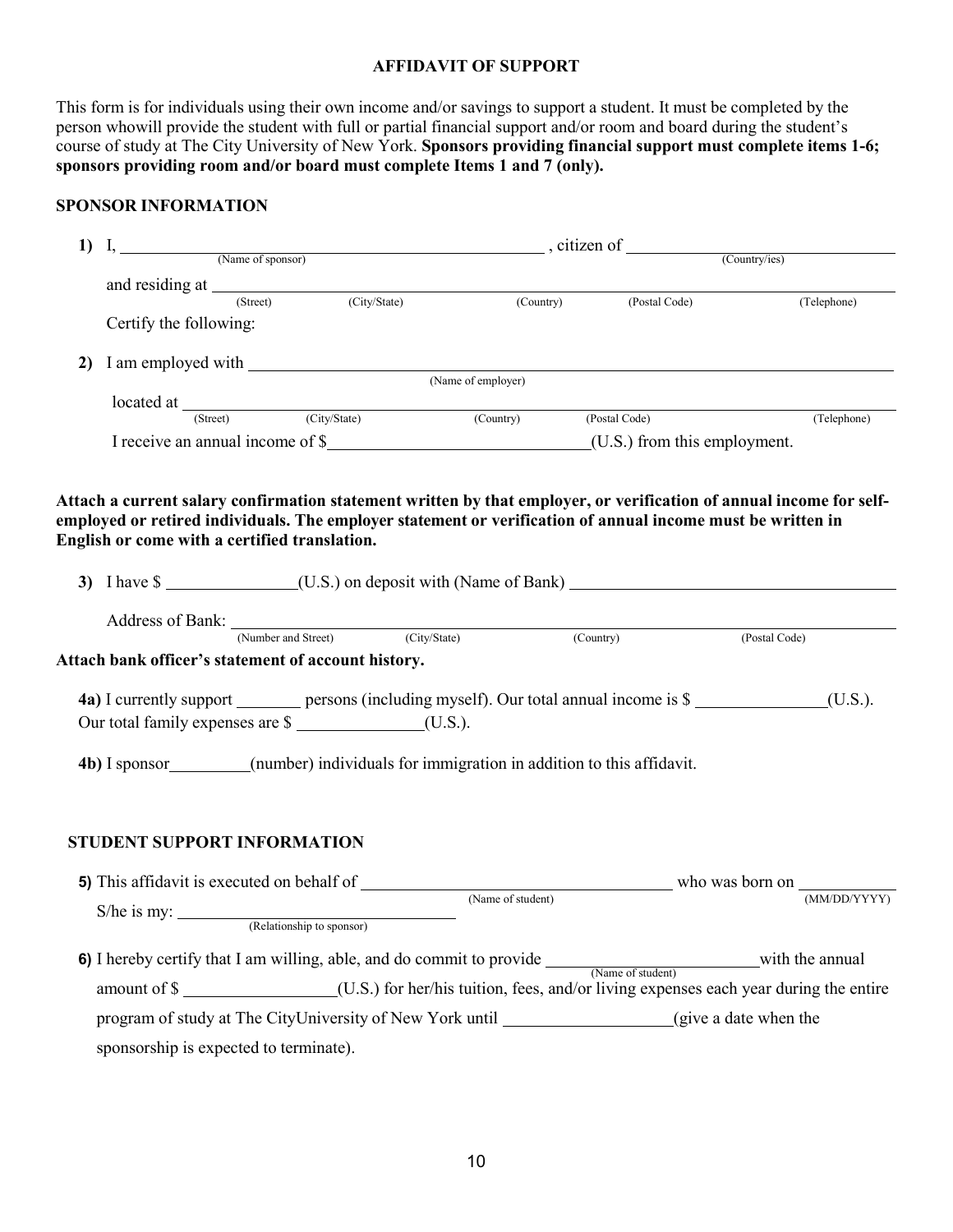## AFFIDAVIT OF SUPPORT

This form is for individuals using their own income and/or savings to support a student. It must be completed by the person whowill provide the student with full or partial financial support and/or room and board during the student's course of study at The City University of New York. **Sponsors providing financial support must complete items 1-6; sponsors providing room and/or board must complete Items 1 and 7 (only).**

### SPONSOR INFORMATION

**1)** I, ______________________________ , citizen of ______________________
(Name of sponsor) (Country/ies)

and residing at ________________________________________________________________
(Street) (City/State) (Country) (Postal Code) (Telephone)

Certify the following:

**2)** I am employed with ____________________________________________________________
(Name of employer)

located at ____________________________________________________________________
(Street) (City/State) (Country) (Postal Code) (Telephone)

I receive an annual income of $______________________(U.S.) from this employment.

**Attach a current salary confirmation statement written by that employer, or verification of annual income for self-employed or retired individuals. The employer statement or verification of annual income must be written in English or come with a certified translation.**

**3)** I have $ ______________(U.S.) on deposit with (Name of Bank) ______________________________

Address of Bank: ______________________________________________________________
(Number and Street) (City/State) (Country) (Postal Code)

**Attach bank officer's statement of account history.**

**4a)** I currently support _______ persons (including myself). Our total annual income is $ ______________(U.S.). Our total family expenses are $ ______________(U.S.).

**4b)** I sponsor_________(number) individuals for immigration in addition to this affidavit.

### STUDENT SUPPORT INFORMATION

**5)** This affidavit is executed on behalf of ______________________________ who was born on __________
(Name of student) (MM/DD/YYYY)

S/he is my: ______________________________
(Relationship to sponsor)

**6)** I hereby certify that I am willing, able, and do commit to provide ______________________with the annual
(Name of student)

amount of $ _______________(U.S.) for her/his tuition, fees, and/or living expenses each year during the entire program of study at The CityUniversity of New York until _________________(give a date when the sponsorship is expected to terminate).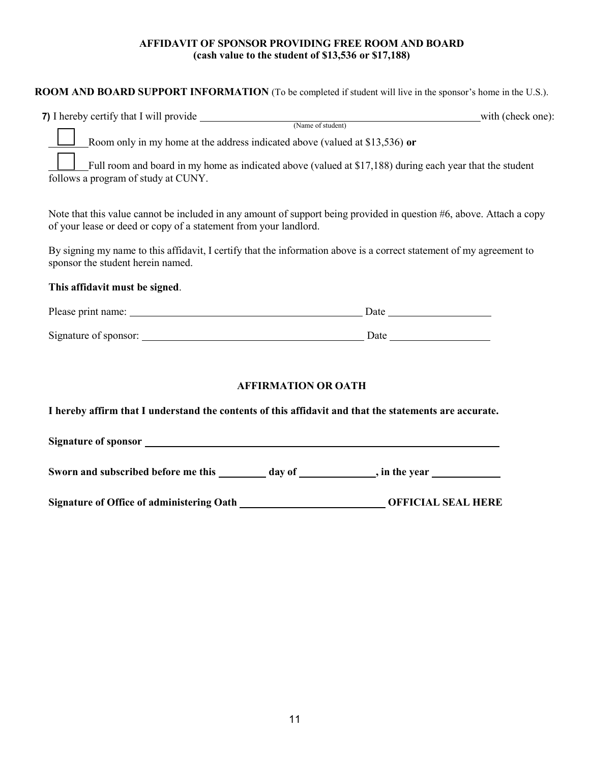**AFFIDAVIT OF SPONSOR PROVIDING FREE ROOM AND BOARD**
**(cash value to the student of $13,536 or $17,188)**

**ROOM AND BOARD SUPPORT INFORMATION** (To be completed if student will live in the sponsor's home in the U.S.).

**7)** I hereby certify that I will provide ______________________________ (Name of student) with (check one):

☐ Room only in my home at the address indicated above (valued at $13,536) **or**

☐ Full room and board in my home as indicated above (valued at $17,188) during each year that the student follows a program of study at CUNY.

Note that this value cannot be included in any amount of support being provided in question #6, above. Attach a copy of your lease or deed or copy of a statement from your landlord.

By signing my name to this affidavit, I certify that the information above is a correct statement of my agreement to sponsor the student herein named.

**This affidavit must be signed**.

Please print name: ______________________________ Date ______________

Signature of sponsor: ______________________________ Date ______________

**AFFIRMATION OR OATH**

**I hereby affirm that I understand the contents of this affidavit and that the statements are accurate.**

**Signature of sponsor** ______________________________

**Sworn and subscribed before me this ________ day of ____________, in the year ____________**

**Signature of Office of administering Oath ______________________ OFFICIAL SEAL HERE**